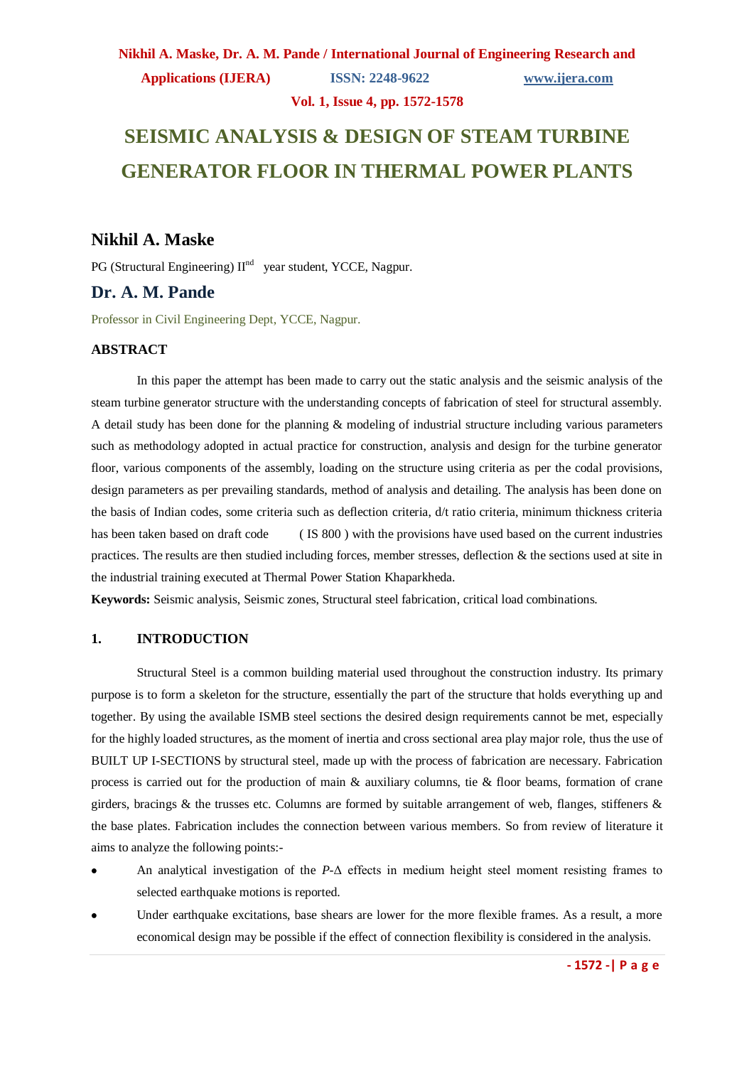# SEISMIC ANALYSIS & DESIGN OF STEAM TURBINE GENERATOR FLOOR IN THERMAL POWER PLANTS

## Nikhil A. Maske

PG (Structural Engineering) II$^{nd}$ year student, YCCE, Nagpur.

## Dr. A. M. Pande

Professor in Civil Engineering Dept, YCCE, Nagpur.

### ABSTRACT

In this paper the attempt has been made to carry out the static analysis and the seismic analysis of the steam turbine generator structure with the understanding concepts of fabrication of steel for structural assembly. A detail study has been done for the planning & modeling of industrial structure including various parameters such as methodology adopted in actual practice for construction, analysis and design for the turbine generator floor, various components of the assembly, loading on the structure using criteria as per the codal provisions, design parameters as per prevailing standards, method of analysis and detailing. The analysis has been done on the basis of Indian codes, some criteria such as deflection criteria, d/t ratio criteria, minimum thickness criteria has been taken based on draft code ( IS 800 ) with the provisions have used based on the current industries practices. The results are then studied including forces, member stresses, deflection & the sections used at site in the industrial training executed at Thermal Power Station Khaparkheda.

**Keywords:** Seismic analysis, Seismic zones, Structural steel fabrication, critical load combinations.

### 1. INTRODUCTION

Structural Steel is a common building material used throughout the construction industry. Its primary purpose is to form a skeleton for the structure, essentially the part of the structure that holds everything up and together. By using the available ISMB steel sections the desired design requirements cannot be met, especially for the highly loaded structures, as the moment of inertia and cross sectional area play major role, thus the use of BUILT UP I-SECTIONS by structural steel, made up with the process of fabrication are necessary. Fabrication process is carried out for the production of main & auxiliary columns, tie & floor beams, formation of crane girders, bracings & the trusses etc. Columns are formed by suitable arrangement of web, flanges, stiffeners & the base plates. Fabrication includes the connection between various members. So from review of literature it aims to analyze the following points:-

- An analytical investigation of the *P*-Δ effects in medium height steel moment resisting frames to selected earthquake motions is reported.
- Under earthquake excitations, base shears are lower for the more flexible frames. As a result, a more economical design may be possible if the effect of connection flexibility is considered in the analysis.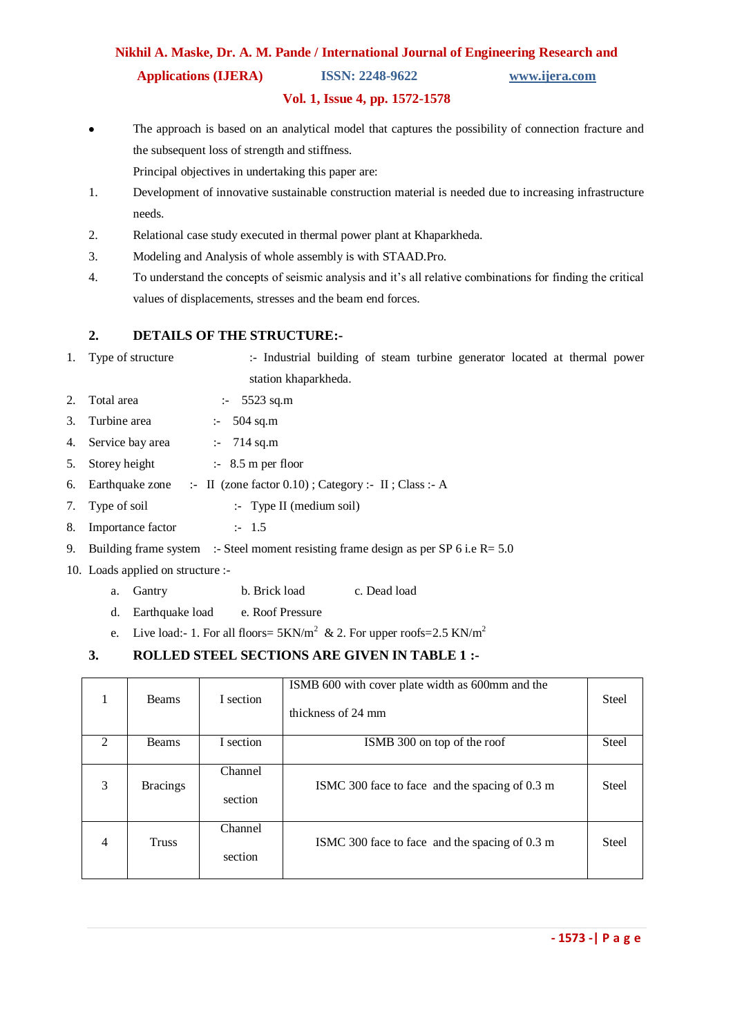- The approach is based on an analytical model that captures the possibility of connection fracture and the subsequent loss of strength and stiffness.

  Principal objectives in undertaking this paper are:

1. Development of innovative sustainable construction material is needed due to increasing infrastructure needs.
2. Relational case study executed in thermal power plant at Khaparkheda.
3. Modeling and Analysis of whole assembly is with STAAD.Pro.
4. To understand the concepts of seismic analysis and it's all relative combinations for finding the critical values of displacements, stresses and the beam end forces.

## 2. DETAILS OF THE STRUCTURE:-

1. Type of structure :- Industrial building of steam turbine generator located at thermal power station khaparkheda.
2. Total area :- 5523 sq.m
3. Turbine area :- 504 sq.m
4. Service bay area :- 714 sq.m
5. Storey height :- 8.5 m per floor
6. Earthquake zone :- II (zone factor 0.10) ; Category :- II ; Class :- A
7. Type of soil :- Type II (medium soil)
8. Importance factor :- 1.5
9. Building frame system :- Steel moment resisting frame design as per SP 6 i.e R= 5.0
10. Loads applied on structure :-
    - a. Gantry b. Brick load c. Dead load
    - d. Earthquake load e. Roof Pressure
    - e. Live load:- 1. For all floors= 5KN/$m^2$ & 2. For upper roofs=2.5 KN/$m^2$

## 3. ROLLED STEEL SECTIONS ARE GIVEN IN TABLE 1 :-

| | | | | |
|---|---|---|---|---|
| 1 | Beams | I section | ISMB 600 with cover plate width as 600mm and the thickness of 24 mm | Steel |
| 2 | Beams | I section | ISMB 300 on top of the roof | Steel |
| 3 | Bracings | Channel section | ISMC 300 face to face and the spacing of 0.3 m | Steel |
| 4 | Truss | Channel section | ISMC 300 face to face and the spacing of 0.3 m | Steel |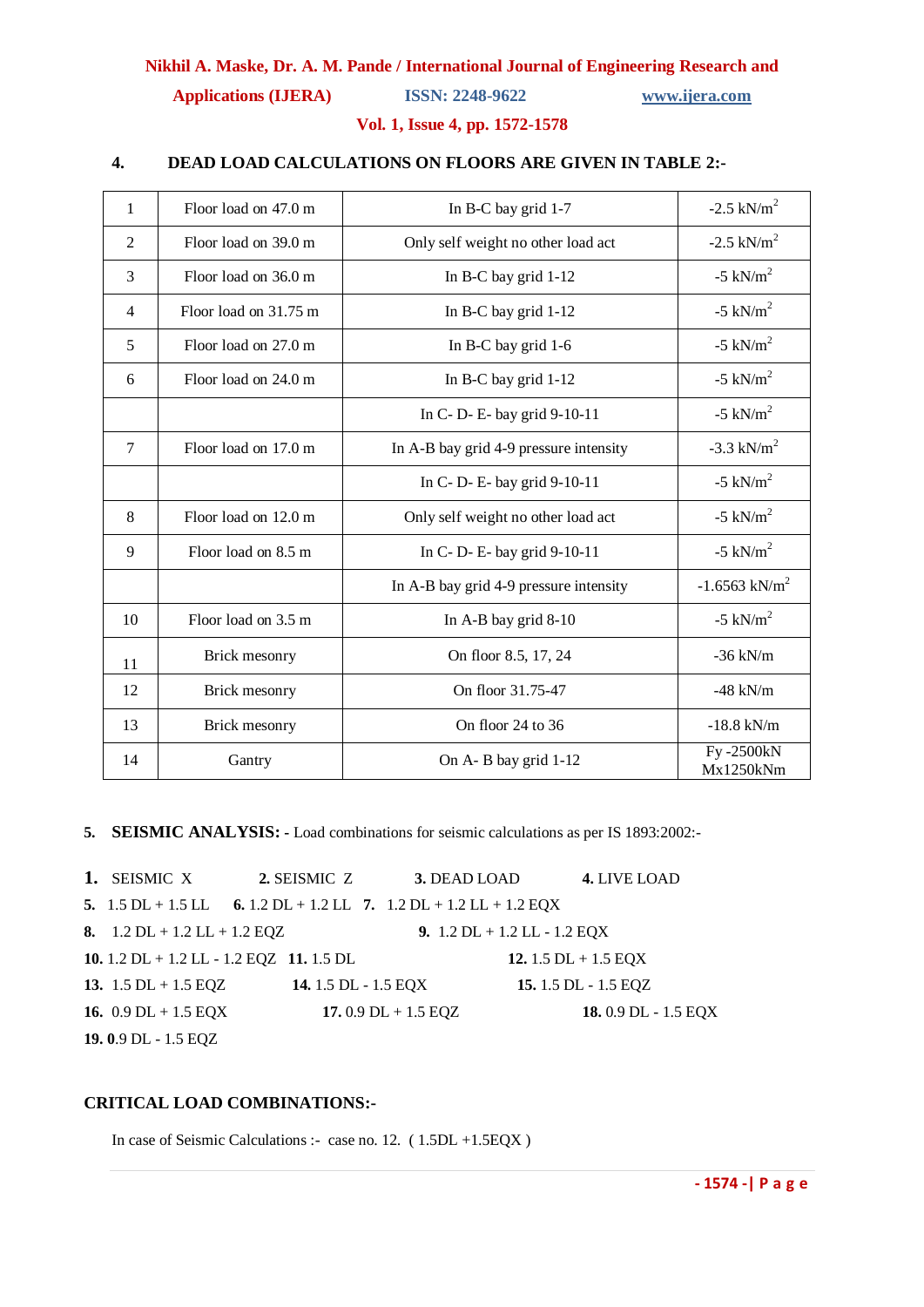## 4. DEAD LOAD CALCULATIONS ON FLOORS ARE GIVEN IN TABLE 2:-

| | | | |
|---|---|---|---|
| 1 | Floor load on 47.0 m | In B-C bay grid 1-7 | -2.5 kN/m$^2$ |
| 2 | Floor load on 39.0 m | Only self weight no other load act | -2.5 kN/m$^2$ |
| 3 | Floor load on 36.0 m | In B-C bay grid 1-12 | -5 kN/m$^2$ |
| 4 | Floor load on 31.75 m | In B-C bay grid 1-12 | -5 kN/m$^2$ |
| 5 | Floor load on 27.0 m | In B-C bay grid 1-6 | -5 kN/m$^2$ |
| 6 | Floor load on 24.0 m | In B-C bay grid 1-12 | -5 kN/m$^2$ |
| | | In C- D- E- bay grid 9-10-11 | -5 kN/m$^2$ |
| 7 | Floor load on 17.0 m | In A-B bay grid 4-9 pressure intensity | -3.3 kN/m$^2$ |
| | | In C- D- E- bay grid 9-10-11 | -5 kN/m$^2$ |
| 8 | Floor load on 12.0 m | Only self weight no other load act | -5 kN/m$^2$ |
| 9 | Floor load on 8.5 m | In C- D- E- bay grid 9-10-11 | -5 kN/m$^2$ |
| | | In A-B bay grid 4-9 pressure intensity | -1.6563 kN/m$^2$ |
| 10 | Floor load on 3.5 m | In A-B bay grid 8-10 | -5 kN/m$^2$ |
| 11 | Brick mesonry | On floor 8.5, 17, 24 | -36 kN/m |
| 12 | Brick mesonry | On floor 31.75-47 | -48 kN/m |
| 13 | Brick mesonry | On floor 24 to 36 | -18.8 kN/m |
| 14 | Gantry | On A- B bay grid 1-12 | Fy -2500kN Mx1250kNm |

5. **SEISMIC ANALYSIS: -** Load combinations for seismic calculations as per IS 1893:2002:-

**1.** SEISMIC X **2.** SEISMIC Z **3.** DEAD LOAD **4.** LIVE LOAD
**5.** 1.5 DL + 1.5 LL **6.** 1.2 DL + 1.2 LL **7.** 1.2 DL + 1.2 LL + 1.2 EQX
**8.** 1.2 DL + 1.2 LL + 1.2 EQZ **9.** 1.2 DL + 1.2 LL - 1.2 EQX
**10.** 1.2 DL + 1.2 LL - 1.2 EQZ **11.** 1.5 DL **12.** 1.5 DL + 1.5 EQX
**13.** 1.5 DL + 1.5 EQZ **14.** 1.5 DL - 1.5 EQX **15.** 1.5 DL - 1.5 EQZ
**16.** 0.9 DL + 1.5 EQX **17.** 0.9 DL + 1.5 EQZ **18.** 0.9 DL - 1.5 EQX
**19. 0**.9 DL - 1.5 EQZ

### CRITICAL LOAD COMBINATIONS:-

In case of Seismic Calculations :- case no. 12. ( 1.5DL +1.5EQX )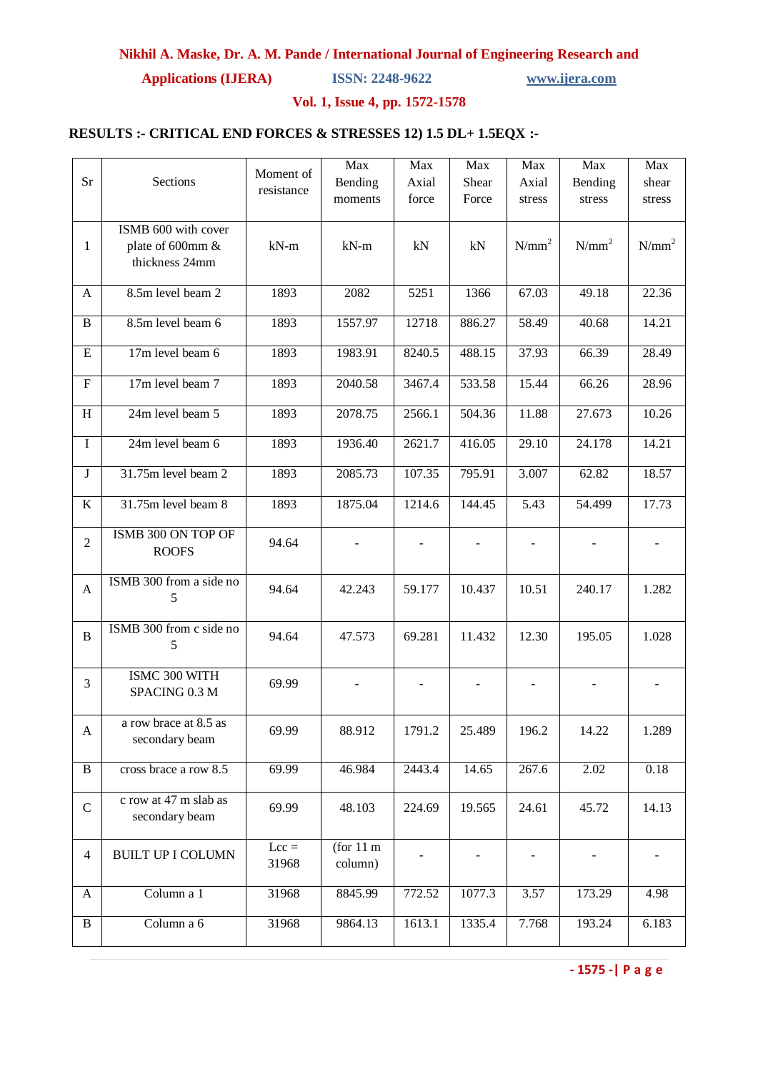**RESULTS :- CRITICAL END FORCES & STRESSES 12) 1.5 DL+ 1.5EQX :-**

| Sr | Sections | Moment of resistance | Max Bending moments | Max Axial force | Max Shear Force | Max Axial stress | Max Bending stress | Max shear stress |
|---|---|---|---|---|---|---|---|---|
| 1 | ISMB 600 with cover plate of 600mm & thickness 24mm | kN-m | kN-m | kN | kN | N/mm$^2$ | N/mm$^2$ | N/mm$^2$ |
| A | 8.5m level beam 2 | 1893 | 2082 | 5251 | 1366 | 67.03 | 49.18 | 22.36 |
| B | 8.5m level beam 6 | 1893 | 1557.97 | 12718 | 886.27 | 58.49 | 40.68 | 14.21 |
| E | 17m level beam 6 | 1893 | 1983.91 | 8240.5 | 488.15 | 37.93 | 66.39 | 28.49 |
| F | 17m level beam 7 | 1893 | 2040.58 | 3467.4 | 533.58 | 15.44 | 66.26 | 28.96 |
| H | 24m level beam 5 | 1893 | 2078.75 | 2566.1 | 504.36 | 11.88 | 27.673 | 10.26 |
| I | 24m level beam 6 | 1893 | 1936.40 | 2621.7 | 416.05 | 29.10 | 24.178 | 14.21 |
| J | 31.75m level beam 2 | 1893 | 2085.73 | 107.35 | 795.91 | 3.007 | 62.82 | 18.57 |
| K | 31.75m level beam 8 | 1893 | 1875.04 | 1214.6 | 144.45 | 5.43 | 54.499 | 17.73 |
| 2 | ISMB 300 ON TOP OF ROOFS | 94.64 | - | - | - | - | - | - |
| A | ISMB 300 from a side no 5 | 94.64 | 42.243 | 59.177 | 10.437 | 10.51 | 240.17 | 1.282 |
| B | ISMB 300 from c side no 5 | 94.64 | 47.573 | 69.281 | 11.432 | 12.30 | 195.05 | 1.028 |
| 3 | ISMC 300 WITH SPACING 0.3 M | 69.99 | - | - | - | - | - | - |
| A | a row brace at 8.5 as secondary beam | 69.99 | 88.912 | 1791.2 | 25.489 | 196.2 | 14.22 | 1.289 |
| B | cross brace a row 8.5 | 69.99 | 46.984 | 2443.4 | 14.65 | 267.6 | 2.02 | 0.18 |
| C | c row at 47 m slab as secondary beam | 69.99 | 48.103 | 224.69 | 19.565 | 24.61 | 45.72 | 14.13 |
| 4 | BUILT UP I COLUMN | Lcc = 31968 | (for 11 m column) | - | - | - | - | - |
| A | Column a 1 | 31968 | 8845.99 | 772.52 | 1077.3 | 3.57 | 173.29 | 4.98 |
| B | Column a 6 | 31968 | 9864.13 | 1613.1 | 1335.4 | 7.768 | 193.24 | 6.183 |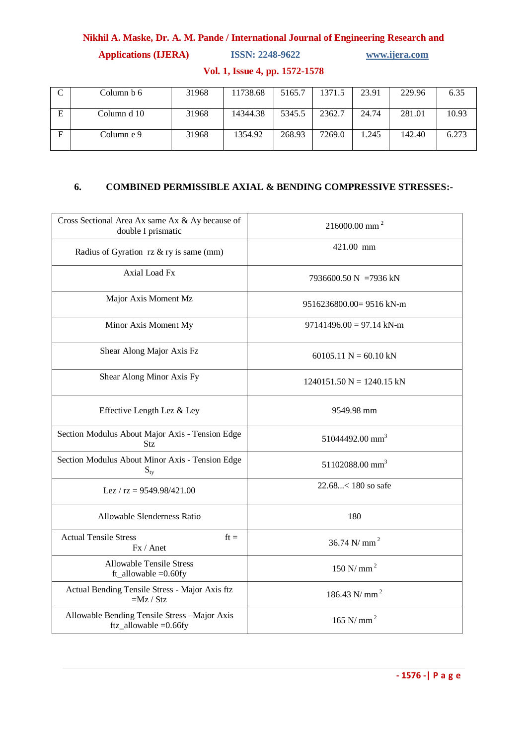| C | Column b 6 | 31968 | 11738.68 | 5165.7 | 1371.5 | 23.91 | 229.96 | 6.35 |
|---|---|---|---|---|---|---|---|---|
| E | Column d 10 | 31968 | 14344.38 | 5345.5 | 2362.7 | 24.74 | 281.01 | 10.93 |
| F | Column e 9 | 31968 | 1354.92 | 268.93 | 7269.0 | 1.245 | 142.40 | 6.273 |

## 6. COMBINED PERMISSIBLE AXIAL & BENDING COMPRESSIVE STRESSES:-

| Cross Sectional Area Ax same Ax & Ay because of double I prismatic | 216000.00 $mm^2$ |
|---|---|
| Radius of Gyration rz & ry is same (mm) | 421.00 mm |
| Axial Load Fx | 7936600.50 N =7936 kN |
| Major Axis Moment Mz | 9516236800.00= 9516 kN-m |
| Minor Axis Moment My | 97141496.00 = 97.14 kN-m |
| Shear Along Major Axis Fz | 60105.11 N = 60.10 kN |
| Shear Along Minor Axis Fy | 1240151.50 N = 1240.15 kN |
| Effective Length Lez & Ley | 9549.98 mm |
| Section Modulus About Major Axis - Tension Edge Stz | 51044492.00 $mm^3$ |
| Section Modulus About Minor Axis - Tension Edge $S_{ty}$ | 51102088.00 $mm^3$ |
| Lez / rz = 9549.98/421.00 | 22.68...< 180 so safe |
| Allowable Slenderness Ratio | 180 |
| Actual Tensile Stress ft = Fx / Anet | 36.74 N/ $mm^2$ |
| Allowable Tensile Stress ft_allowable =0.60fy | 150 N/ $mm^2$ |
| Actual Bending Tensile Stress - Major Axis ftz =Mz / Stz | 186.43 N/ $mm^2$ |
| Allowable Bending Tensile Stress –Major Axis ftz_allowable =0.66fy | 165 N/ $mm^2$ |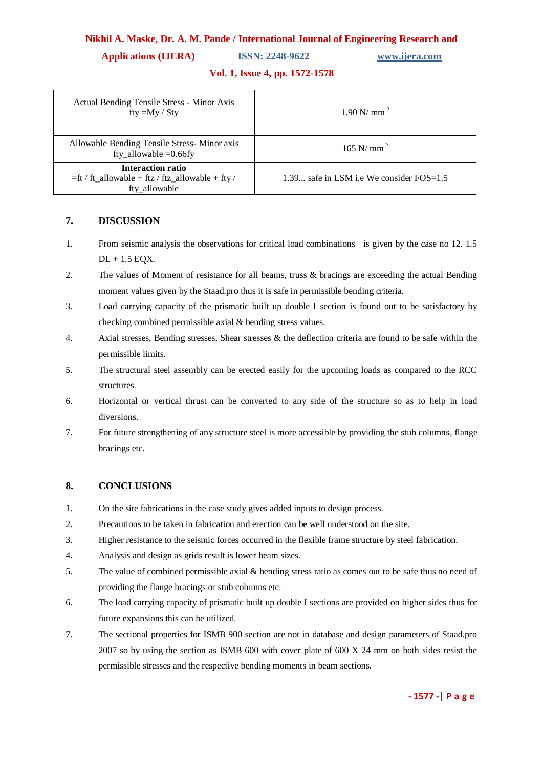| | |
|---|---|
| Actual Bending Tensile Stress - Minor Axis fty =My / Sty | 1.90 N/ mm $^2$ |
| Allowable Bending Tensile Stress- Minor axis fty_allowable =0.66fy | 165 N/ mm $^2$ |
| **Interaction ratio** =ft / ft_allowable + ftz / ftz_allowable + fty / fty_allowable | 1.39... safe in LSM i.e We consider FOS=1.5 |

## 7. DISCUSSION

1. From seismic analysis the observations for critical load combinations is given by the case no 12. 1.5 DL + 1.5 EQX.
2. The values of Moment of resistance for all beams, truss & bracings are exceeding the actual Bending moment values given by the Staad.pro thus it is safe in permissible bending criteria.
3. Load carrying capacity of the prismatic built up double I section is found out to be satisfactory by checking combined permissible axial & bending stress values.
4. Axial stresses, Bending stresses, Shear stresses & the deflection criteria are found to be safe within the permissible limits.
5. The structural steel assembly can be erected easily for the upcoming loads as compared to the RCC structures.
6. Horizontal or vertical thrust can be converted to any side of the structure so as to help in load diversions.
7. For future strengthening of any structure steel is more accessible by providing the stub columns, flange bracings etc.

## 8. CONCLUSIONS

1. On the site fabrications in the case study gives added inputs to design process.
2. Precautions to be taken in fabrication and erection can be well understood on the site.
3. Higher resistance to the seismic forces occurred in the flexible frame structure by steel fabrication.
4. Analysis and design as grids result is lower beam sizes.
5. The value of combined permissible axial & bending stress ratio as comes out to be safe thus no need of providing the flange bracings or stub columns etc.
6. The load carrying capacity of prismatic built up double I sections are provided on higher sides thus for future expansions this can be utilized.
7. The sectional properties for ISMB 900 section are not in database and design parameters of Staad.pro 2007 so by using the section as ISMB 600 with cover plate of 600 X 24 mm on both sides resist the permissible stresses and the respective bending moments in beam sections.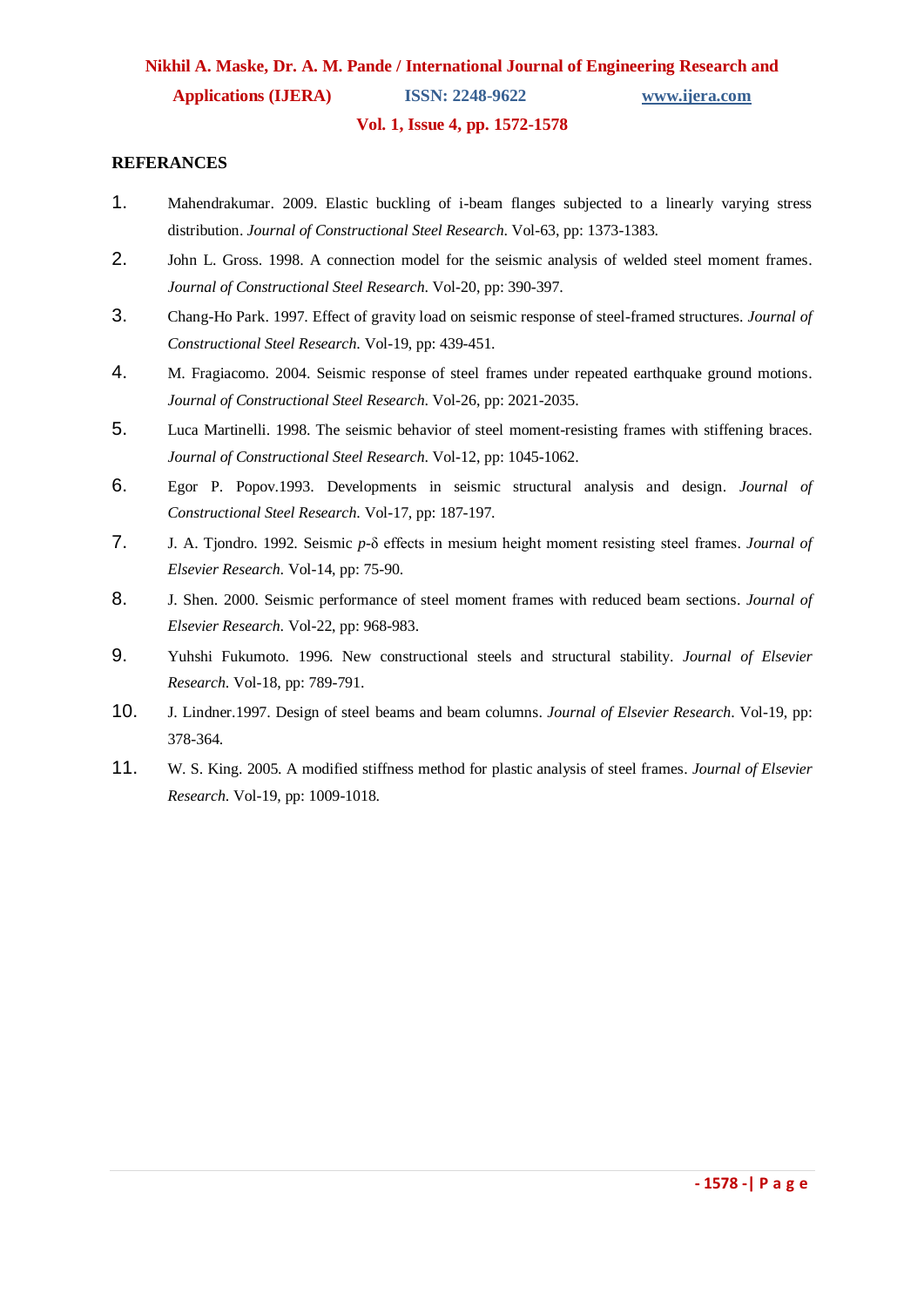## REFERANCES

1. Mahendrakumar. 2009. Elastic buckling of i-beam flanges subjected to a linearly varying stress distribution. *Journal of Constructional Steel Research.* Vol-63, pp: 1373-1383.
2. John L. Gross. 1998. A connection model for the seismic analysis of welded steel moment frames. *Journal of Constructional Steel Research.* Vol-20, pp: 390-397.
3. Chang-Ho Park. 1997. Effect of gravity load on seismic response of steel-framed structures. *Journal of Constructional Steel Research.* Vol-19, pp: 439-451.
4. M. Fragiacomo. 2004. Seismic response of steel frames under repeated earthquake ground motions. *Journal of Constructional Steel Research.* Vol-26, pp: 2021-2035.
5. Luca Martinelli. 1998. The seismic behavior of steel moment-resisting frames with stiffening braces. *Journal of Constructional Steel Research.* Vol-12, pp: 1045-1062.
6. Egor P. Popov.1993. Developments in seismic structural analysis and design. *Journal of Constructional Steel Research.* Vol-17, pp: 187-197.
7. J. A. Tjondro. 1992. Seismic $p$-$\delta$ effects in mesium height moment resisting steel frames. *Journal of Elsevier Research.* Vol-14, pp: 75-90.
8. J. Shen. 2000. Seismic performance of steel moment frames with reduced beam sections. *Journal of Elsevier Research.* Vol-22, pp: 968-983.
9. Yuhshi Fukumoto. 1996. New constructional steels and structural stability. *Journal of Elsevier Research.* Vol-18, pp: 789-791.
10. J. Lindner.1997. Design of steel beams and beam columns. *Journal of Elsevier Research.* Vol-19, pp: 378-364.
11. W. S. King. 2005. A modified stiffness method for plastic analysis of steel frames. *Journal of Elsevier Research.* Vol-19, pp: 1009-1018.